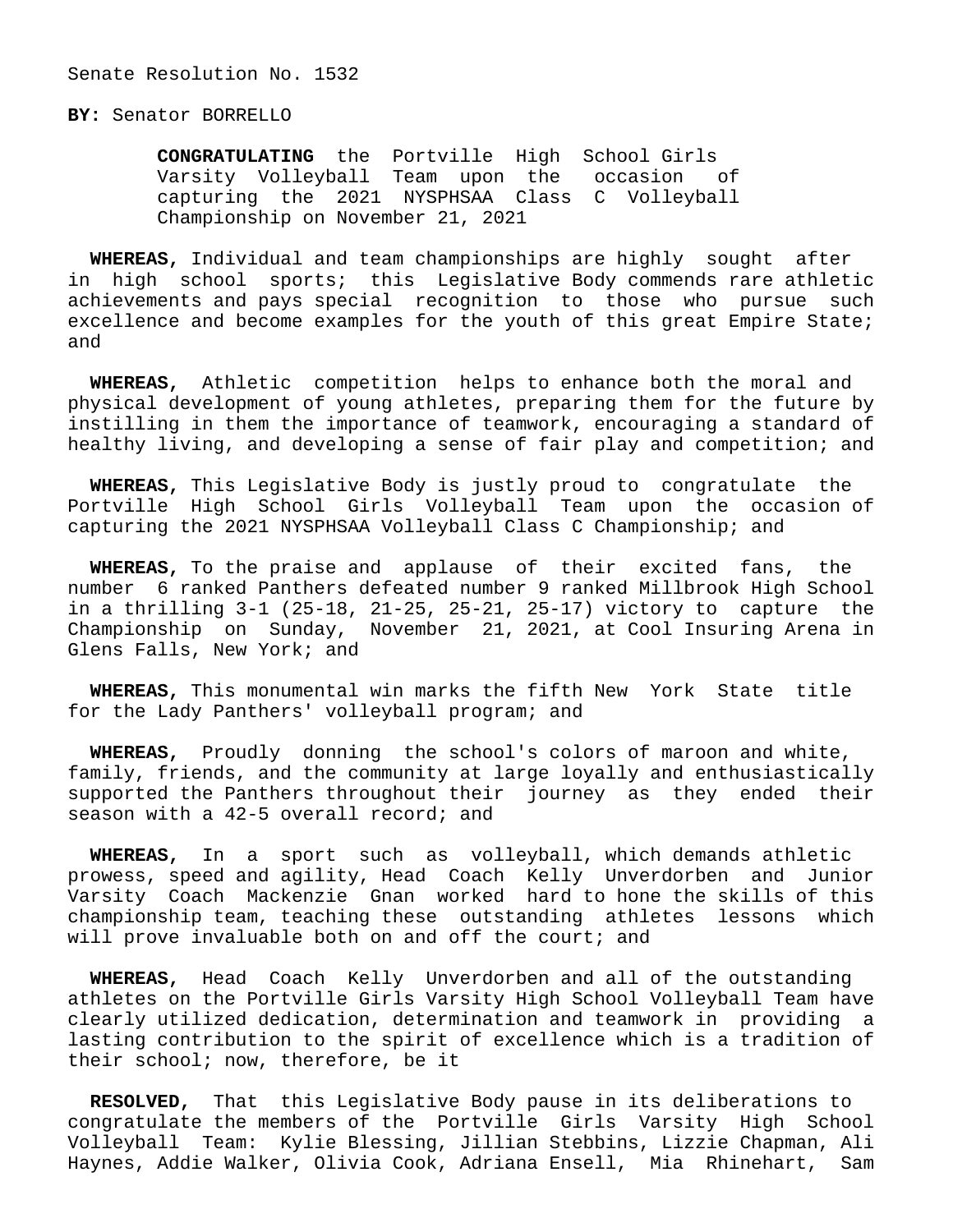Senate Resolution No. 1532

**BY:** Senator BORRELLO

**CONGRATULATING** the Portville High School Girls Varsity Volleyball Team upon the occasion of capturing the 2021 NYSPHSAA Class C Volleyball Championship on November 21, 2021

**WHEREAS,** Individual and team championships are highly sought after in high school sports; this Legislative Body commends rare athletic achievements and pays special recognition to those who pursue such excellence and become examples for the youth of this great Empire State; and

**WHEREAS,** Athletic competition helps to enhance both the moral and physical development of young athletes, preparing them for the future by instilling in them the importance of teamwork, encouraging a standard of healthy living, and developing a sense of fair play and competition; and

**WHEREAS,** This Legislative Body is justly proud to congratulate the Portville High School Girls Volleyball Team upon the occasion of capturing the 2021 NYSPHSAA Volleyball Class C Championship; and

**WHEREAS,** To the praise and applause of their excited fans, the number 6 ranked Panthers defeated number 9 ranked Millbrook High School in a thrilling 3-1 (25-18, 21-25, 25-21, 25-17) victory to capture the Championship on Sunday, November 21, 2021, at Cool Insuring Arena in Glens Falls, New York; and

**WHEREAS,** This monumental win marks the fifth New York State title for the Lady Panthers' volleyball program; and

**WHEREAS,** Proudly donning the school's colors of maroon and white, family, friends, and the community at large loyally and enthusiastically supported the Panthers throughout their journey as they ended their season with a 42-5 overall record; and

**WHEREAS,** In a sport such as volleyball, which demands athletic prowess, speed and agility, Head Coach Kelly Unverdorben and Junior Varsity Coach Mackenzie Gnan worked hard to hone the skills of this championship team, teaching these outstanding athletes lessons which will prove invaluable both on and off the court; and

**WHEREAS,** Head Coach Kelly Unverdorben and all of the outstanding athletes on the Portville Girls Varsity High School Volleyball Team have clearly utilized dedication, determination and teamwork in providing a lasting contribution to the spirit of excellence which is a tradition of their school; now, therefore, be it

**RESOLVED,** That this Legislative Body pause in its deliberations to congratulate the members of the Portville Girls Varsity High School Volleyball Team: Kylie Blessing, Jillian Stebbins, Lizzie Chapman, Ali Haynes, Addie Walker, Olivia Cook, Adriana Ensell, Mia Rhinehart, Sam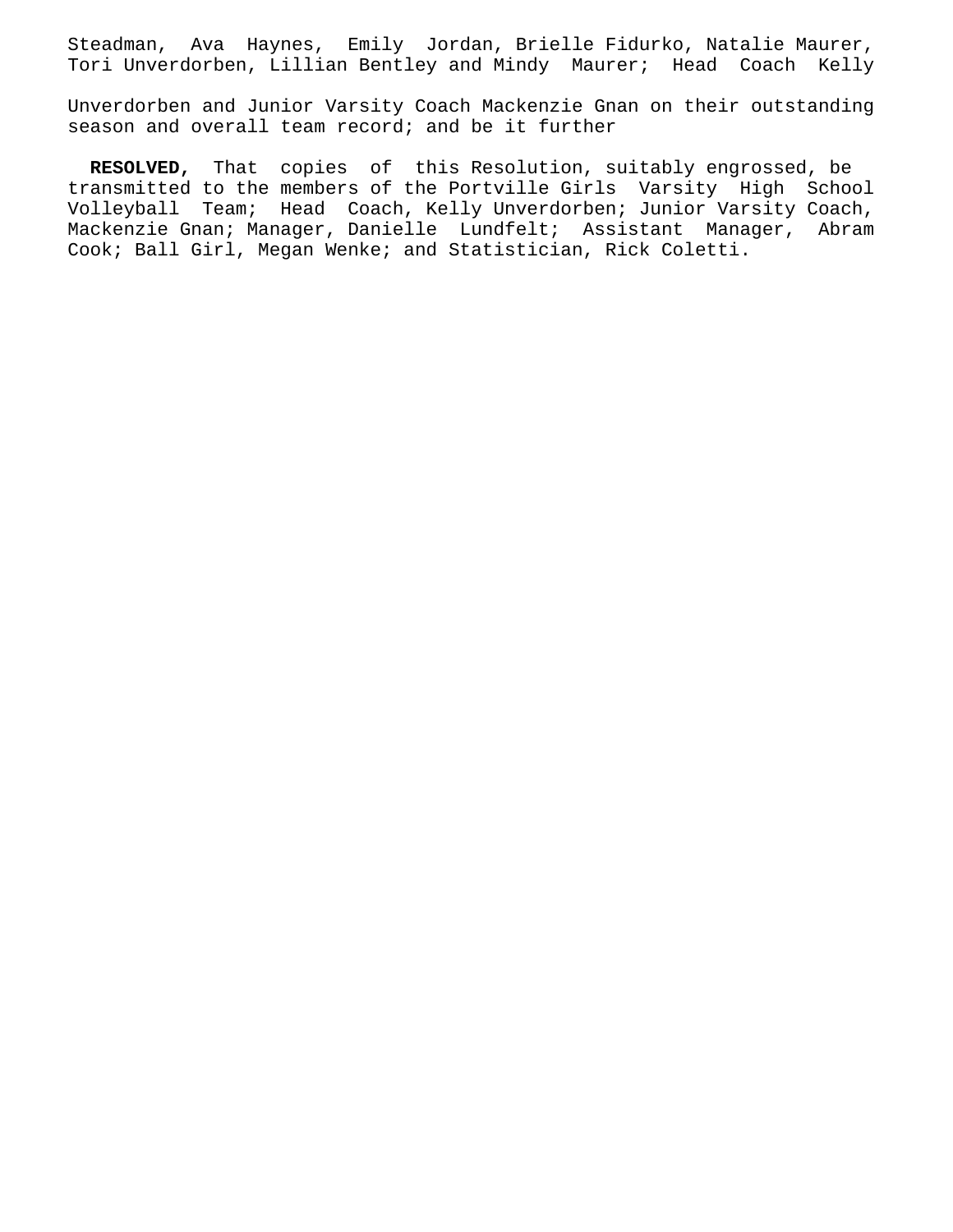Steadman, Ava Haynes, Emily Jordan, Brielle Fidurko, Natalie Maurer, Tori Unverdorben, Lillian Bentley and Mindy Maurer; Head Coach Kelly Unverdorben and Junior Varsity Coach Mackenzie Gnan on their outstanding season and overall team record; and be it further

**RESOLVED,** That copies of this Resolution, suitably engrossed, be transmitted to the members of the Portville Girls Varsity High School Volleyball Team; Head Coach, Kelly Unverdorben; Junior Varsity Coach, Mackenzie Gnan; Manager, Danielle Lundfelt; Assistant Manager, Abram Cook; Ball Girl, Megan Wenke; and Statistician, Rick Coletti.